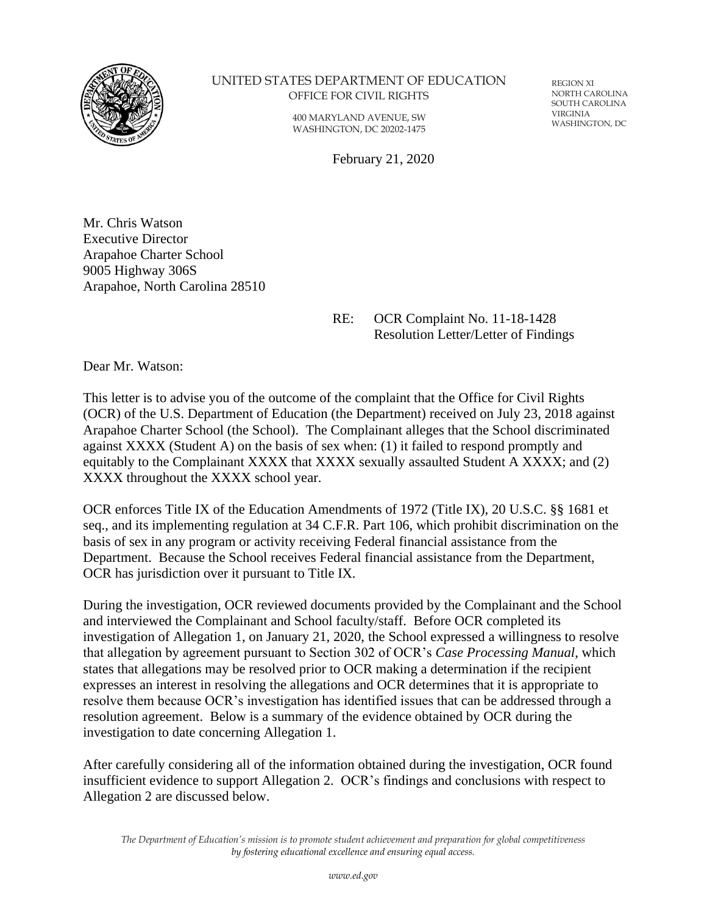UNITED STATES DEPARTMENT OF EDUCATION
OFFICE FOR CIVIL RIGHTS

400 MARYLAND AVENUE, SW
WASHINGTON, DC 20202-1475

REGION XI
NORTH CAROLINA
SOUTH CAROLINA
VIRGINIA
WASHINGTON, DC

February 21, 2020

Mr. Chris Watson
Executive Director
Arapahoe Charter School
9005 Highway 306S
Arapahoe, North Carolina 28510

RE: OCR Complaint No. 11-18-1428
Resolution Letter/Letter of Findings

Dear Mr. Watson:

This letter is to advise you of the outcome of the complaint that the Office for Civil Rights (OCR) of the U.S. Department of Education (the Department) received on July 23, 2018 against Arapahoe Charter School (the School). The Complainant alleges that the School discriminated against XXXX (Student A) on the basis of sex when: (1) it failed to respond promptly and equitably to the Complainant XXXX that XXXX sexually assaulted Student A XXXX; and (2) XXXX throughout the XXXX school year.

OCR enforces Title IX of the Education Amendments of 1972 (Title IX), 20 U.S.C. §§ 1681 et seq., and its implementing regulation at 34 C.F.R. Part 106, which prohibit discrimination on the basis of sex in any program or activity receiving Federal financial assistance from the Department. Because the School receives Federal financial assistance from the Department, OCR has jurisdiction over it pursuant to Title IX.

During the investigation, OCR reviewed documents provided by the Complainant and the School and interviewed the Complainant and School faculty/staff. Before OCR completed its investigation of Allegation 1, on January 21, 2020, the School expressed a willingness to resolve that allegation by agreement pursuant to Section 302 of OCR's *Case Processing Manual*, which states that allegations may be resolved prior to OCR making a determination if the recipient expresses an interest in resolving the allegations and OCR determines that it is appropriate to resolve them because OCR's investigation has identified issues that can be addressed through a resolution agreement. Below is a summary of the evidence obtained by OCR during the investigation to date concerning Allegation 1.

After carefully considering all of the information obtained during the investigation, OCR found insufficient evidence to support Allegation 2. OCR's findings and conclusions with respect to Allegation 2 are discussed below.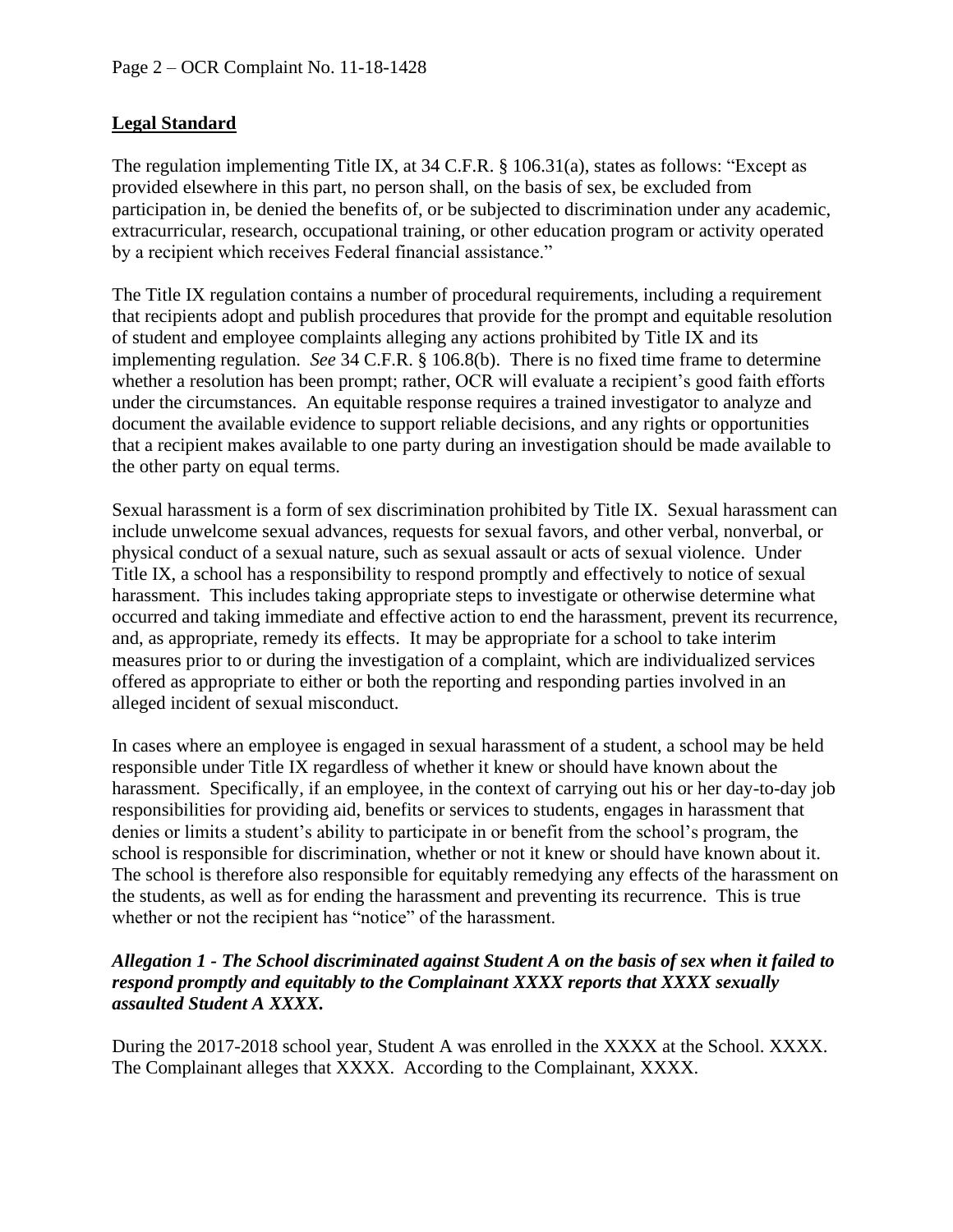**Legal Standard**

The regulation implementing Title IX, at 34 C.F.R. § 106.31(a), states as follows: "Except as provided elsewhere in this part, no person shall, on the basis of sex, be excluded from participation in, be denied the benefits of, or be subjected to discrimination under any academic, extracurricular, research, occupational training, or other education program or activity operated by a recipient which receives Federal financial assistance."

The Title IX regulation contains a number of procedural requirements, including a requirement that recipients adopt and publish procedures that provide for the prompt and equitable resolution of student and employee complaints alleging any actions prohibited by Title IX and its implementing regulation. *See* 34 C.F.R. § 106.8(b). There is no fixed time frame to determine whether a resolution has been prompt; rather, OCR will evaluate a recipient's good faith efforts under the circumstances. An equitable response requires a trained investigator to analyze and document the available evidence to support reliable decisions, and any rights or opportunities that a recipient makes available to one party during an investigation should be made available to the other party on equal terms.

Sexual harassment is a form of sex discrimination prohibited by Title IX. Sexual harassment can include unwelcome sexual advances, requests for sexual favors, and other verbal, nonverbal, or physical conduct of a sexual nature, such as sexual assault or acts of sexual violence. Under Title IX, a school has a responsibility to respond promptly and effectively to notice of sexual harassment. This includes taking appropriate steps to investigate or otherwise determine what occurred and taking immediate and effective action to end the harassment, prevent its recurrence, and, as appropriate, remedy its effects. It may be appropriate for a school to take interim measures prior to or during the investigation of a complaint, which are individualized services offered as appropriate to either or both the reporting and responding parties involved in an alleged incident of sexual misconduct.

In cases where an employee is engaged in sexual harassment of a student, a school may be held responsible under Title IX regardless of whether it knew or should have known about the harassment. Specifically, if an employee, in the context of carrying out his or her day-to-day job responsibilities for providing aid, benefits or services to students, engages in harassment that denies or limits a student's ability to participate in or benefit from the school's program, the school is responsible for discrimination, whether or not it knew or should have known about it. The school is therefore also responsible for equitably remedying any effects of the harassment on the students, as well as for ending the harassment and preventing its recurrence. This is true whether or not the recipient has "notice" of the harassment.

***Allegation 1 - The School discriminated against Student A on the basis of sex when it failed to respond promptly and equitably to the Complainant XXXX reports that XXXX sexually assaulted Student A XXXX.***

During the 2017-2018 school year, Student A was enrolled in the XXXX at the School. XXXX. The Complainant alleges that XXXX. According to the Complainant, XXXX.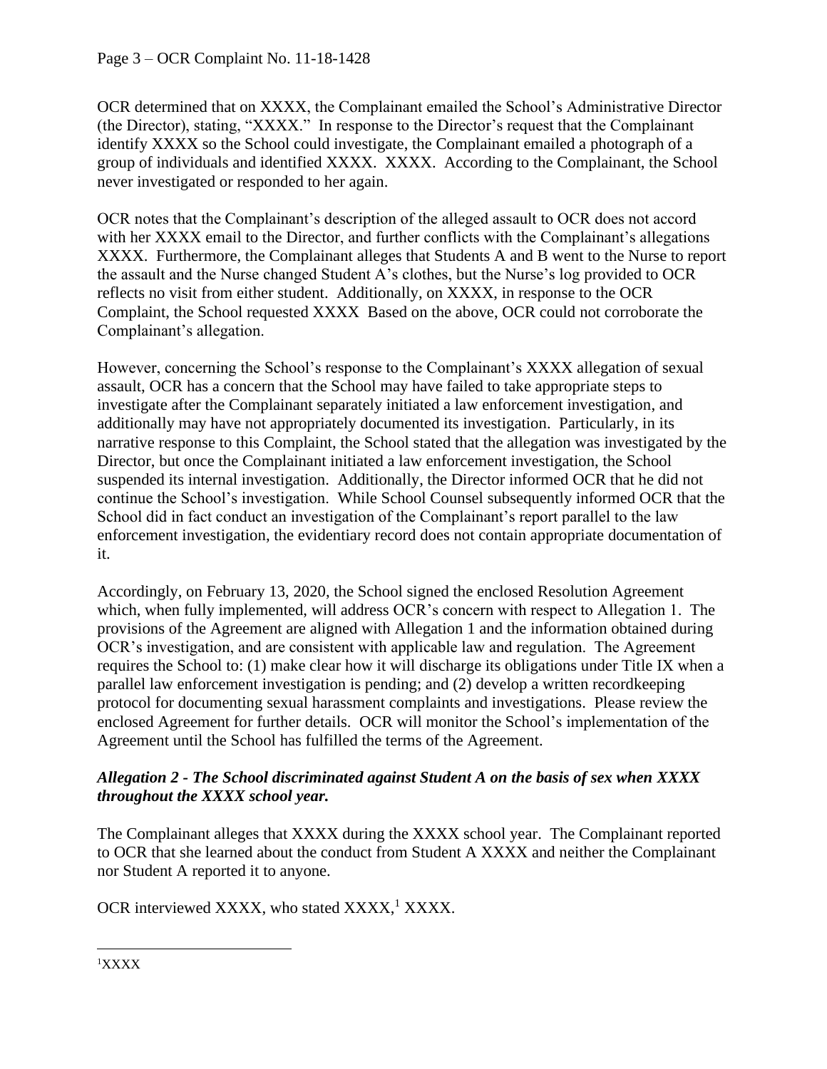OCR determined that on XXXX, the Complainant emailed the School's Administrative Director (the Director), stating, "XXXX." In response to the Director's request that the Complainant identify XXXX so the School could investigate, the Complainant emailed a photograph of a group of individuals and identified XXXX. XXXX. According to the Complainant, the School never investigated or responded to her again.

OCR notes that the Complainant's description of the alleged assault to OCR does not accord with her XXXX email to the Director, and further conflicts with the Complainant's allegations XXXX. Furthermore, the Complainant alleges that Students A and B went to the Nurse to report the assault and the Nurse changed Student A's clothes, but the Nurse's log provided to OCR reflects no visit from either student. Additionally, on XXXX, in response to the OCR Complaint, the School requested XXXX Based on the above, OCR could not corroborate the Complainant's allegation.

However, concerning the School's response to the Complainant's XXXX allegation of sexual assault, OCR has a concern that the School may have failed to take appropriate steps to investigate after the Complainant separately initiated a law enforcement investigation, and additionally may have not appropriately documented its investigation. Particularly, in its narrative response to this Complaint, the School stated that the allegation was investigated by the Director, but once the Complainant initiated a law enforcement investigation, the School suspended its internal investigation. Additionally, the Director informed OCR that he did not continue the School's investigation. While School Counsel subsequently informed OCR that the School did in fact conduct an investigation of the Complainant's report parallel to the law enforcement investigation, the evidentiary record does not contain appropriate documentation of it.

Accordingly, on February 13, 2020, the School signed the enclosed Resolution Agreement which, when fully implemented, will address OCR's concern with respect to Allegation 1. The provisions of the Agreement are aligned with Allegation 1 and the information obtained during OCR's investigation, and are consistent with applicable law and regulation. The Agreement requires the School to: (1) make clear how it will discharge its obligations under Title IX when a parallel law enforcement investigation is pending; and (2) develop a written recordkeeping protocol for documenting sexual harassment complaints and investigations. Please review the enclosed Agreement for further details. OCR will monitor the School's implementation of the Agreement until the School has fulfilled the terms of the Agreement.

***Allegation 2 - The School discriminated against Student A on the basis of sex when XXXX throughout the XXXX school year.***

The Complainant alleges that XXXX during the XXXX school year. The Complainant reported to OCR that she learned about the conduct from Student A XXXX and neither the Complainant nor Student A reported it to anyone.

OCR interviewed XXXX, who stated XXXX,[1] XXXX.

---

[1] XXXX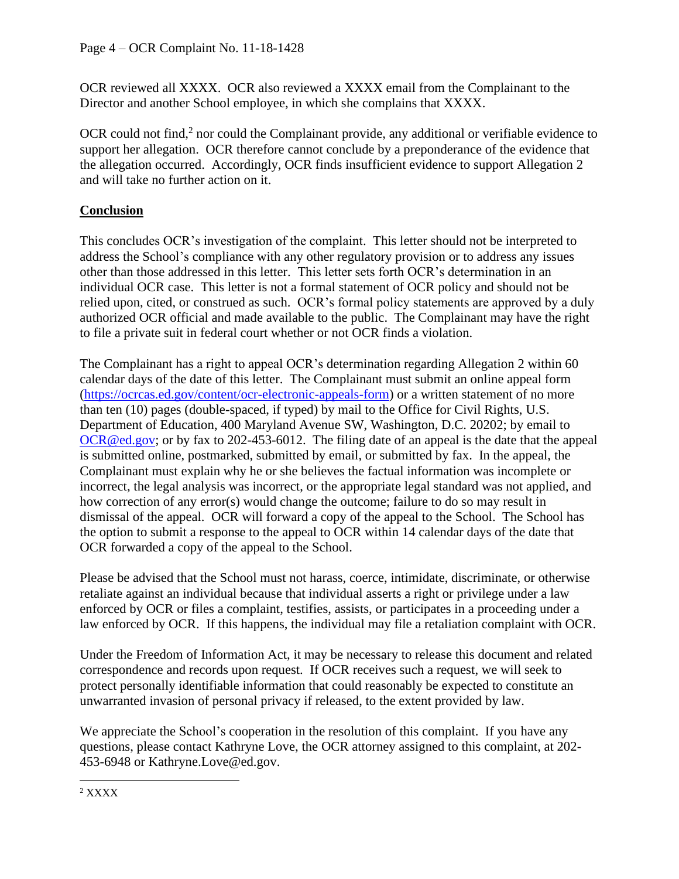OCR reviewed all XXXX. OCR also reviewed a XXXX email from the Complainant to the Director and another School employee, in which she complains that XXXX.

OCR could not find,[2] nor could the Complainant provide, any additional or verifiable evidence to support her allegation. OCR therefore cannot conclude by a preponderance of the evidence that the allegation occurred. Accordingly, OCR finds insufficient evidence to support Allegation 2 and will take no further action on it.

## Conclusion

This concludes OCR's investigation of the complaint. This letter should not be interpreted to address the School's compliance with any other regulatory provision or to address any issues other than those addressed in this letter. This letter sets forth OCR's determination in an individual OCR case. This letter is not a formal statement of OCR policy and should not be relied upon, cited, or construed as such. OCR's formal policy statements are approved by a duly authorized OCR official and made available to the public. The Complainant may have the right to file a private suit in federal court whether or not OCR finds a violation.

The Complainant has a right to appeal OCR's determination regarding Allegation 2 within 60 calendar days of the date of this letter. The Complainant must submit an online appeal form (https://ocrcas.ed.gov/content/ocr-electronic-appeals-form) or a written statement of no more than ten (10) pages (double-spaced, if typed) by mail to the Office for Civil Rights, U.S. Department of Education, 400 Maryland Avenue SW, Washington, D.C. 20202; by email to OCR@ed.gov; or by fax to 202-453-6012. The filing date of an appeal is the date that the appeal is submitted online, postmarked, submitted by email, or submitted by fax. In the appeal, the Complainant must explain why he or she believes the factual information was incomplete or incorrect, the legal analysis was incorrect, or the appropriate legal standard was not applied, and how correction of any error(s) would change the outcome; failure to do so may result in dismissal of the appeal. OCR will forward a copy of the appeal to the School. The School has the option to submit a response to the appeal to OCR within 14 calendar days of the date that OCR forwarded a copy of the appeal to the School.

Please be advised that the School must not harass, coerce, intimidate, discriminate, or otherwise retaliate against an individual because that individual asserts a right or privilege under a law enforced by OCR or files a complaint, testifies, assists, or participates in a proceeding under a law enforced by OCR. If this happens, the individual may file a retaliation complaint with OCR.

Under the Freedom of Information Act, it may be necessary to release this document and related correspondence and records upon request. If OCR receives such a request, we will seek to protect personally identifiable information that could reasonably be expected to constitute an unwarranted invasion of personal privacy if released, to the extent provided by law.

We appreciate the School's cooperation in the resolution of this complaint. If you have any questions, please contact Kathryne Love, the OCR attorney assigned to this complaint, at 202-453-6948 or Kathryne.Love@ed.gov.

---

[2] XXXX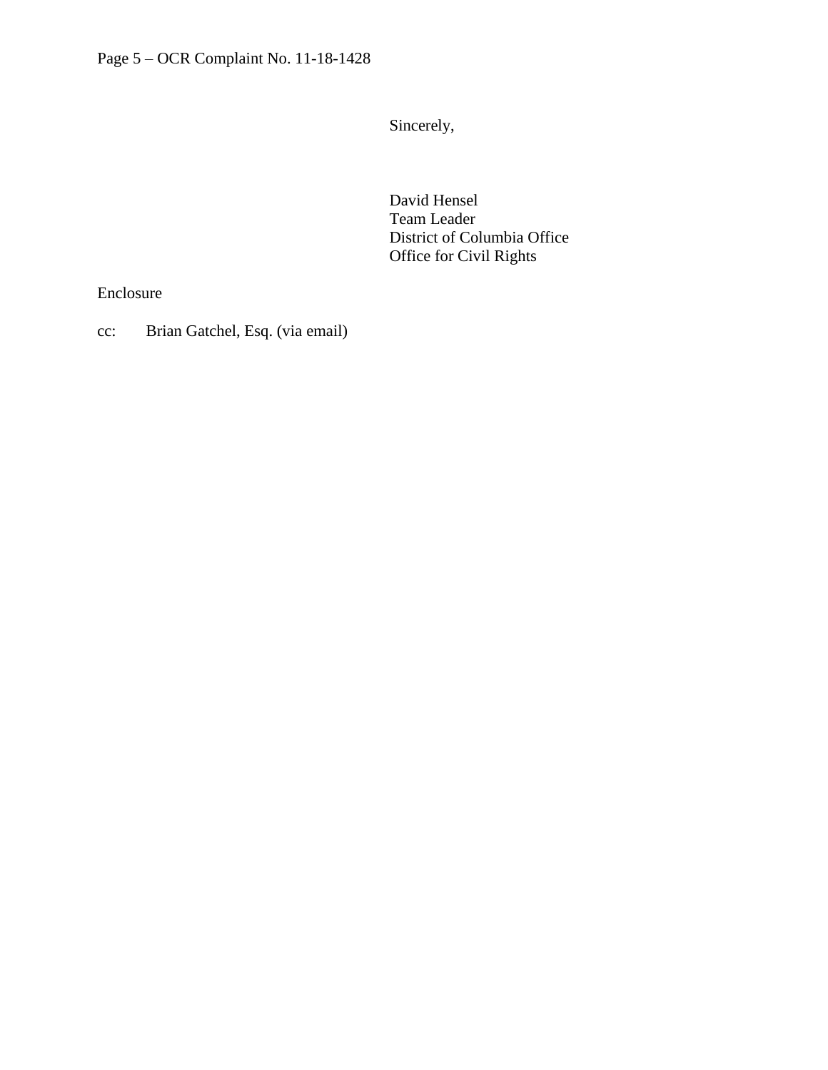Sincerely,

David Hensel
Team Leader
District of Columbia Office
Office for Civil Rights

Enclosure

cc: Brian Gatchel, Esq. (via email)